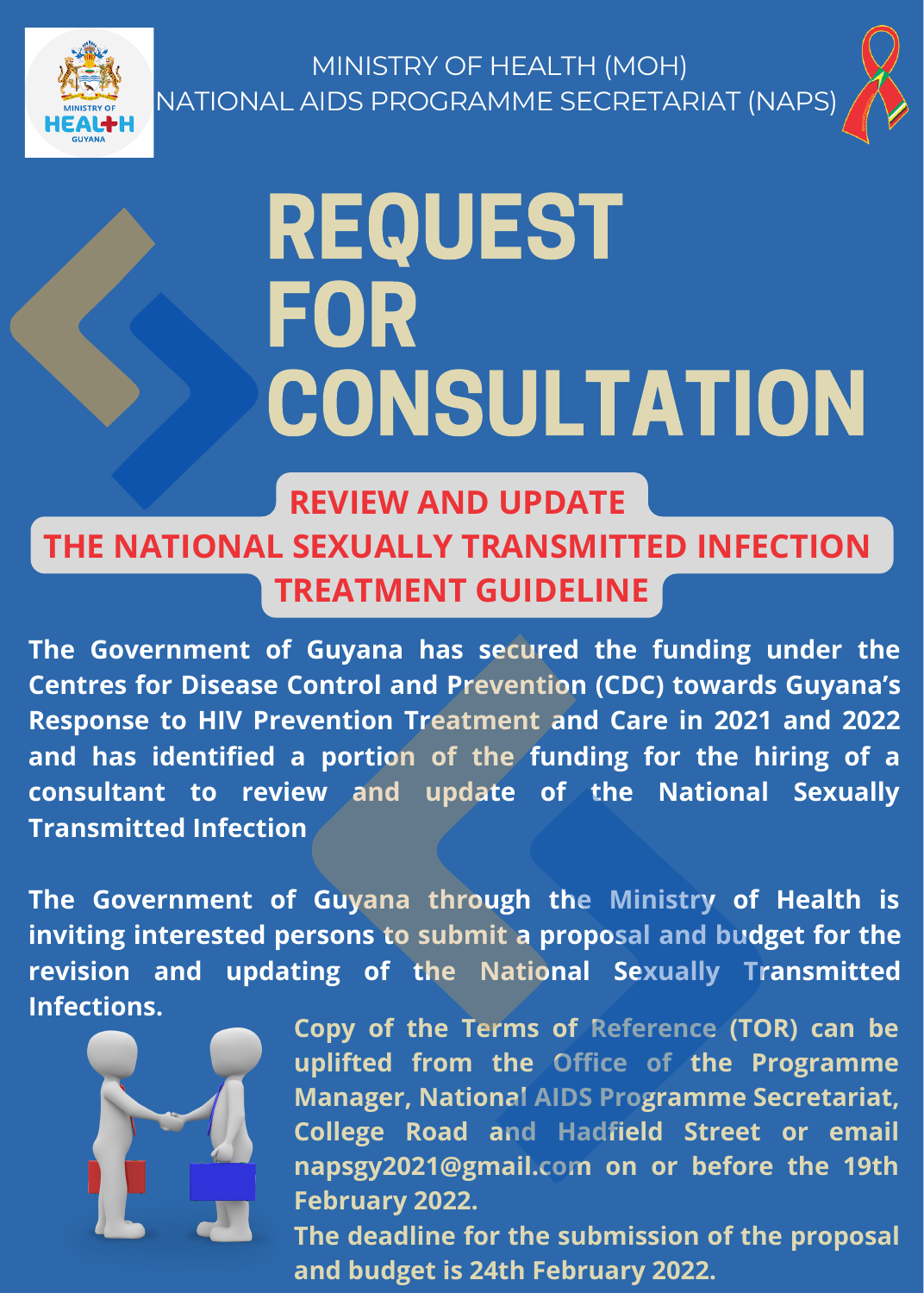MINISTRY OF HEALTH (MOH)
NATIONAL AIDS PROGRAMME SECRETARIAT (NAPS)

# REQUEST FOR CONSULTATION

## REVIEW AND UPDATE THE NATIONAL SEXUALLY TRANSMITTED INFECTION TREATMENT GUIDELINE

**The Government of Guyana has secured the funding under the Centres for Disease Control and Prevention (CDC) towards Guyana's Response to HIV Prevention Treatment and Care in 2021 and 2022 and has identified a portion of the funding for the hiring of a consultant to review and update of the National Sexually Transmitted Infection**

**The Government of Guyana through the Ministry of Health is inviting interested persons to submit a proposal and budget for the revision and updating of the National Sexually Transmitted Infections.**

**Copy of the Terms of Reference (TOR) can be uplifted from the Office of the Programme Manager, National AIDS Programme Secretariat, College Road and Hadfield Street or email napsgy2021@gmail.com on or before the 19th February 2022.**

**The deadline for the submission of the proposal and budget is 24th February 2022.**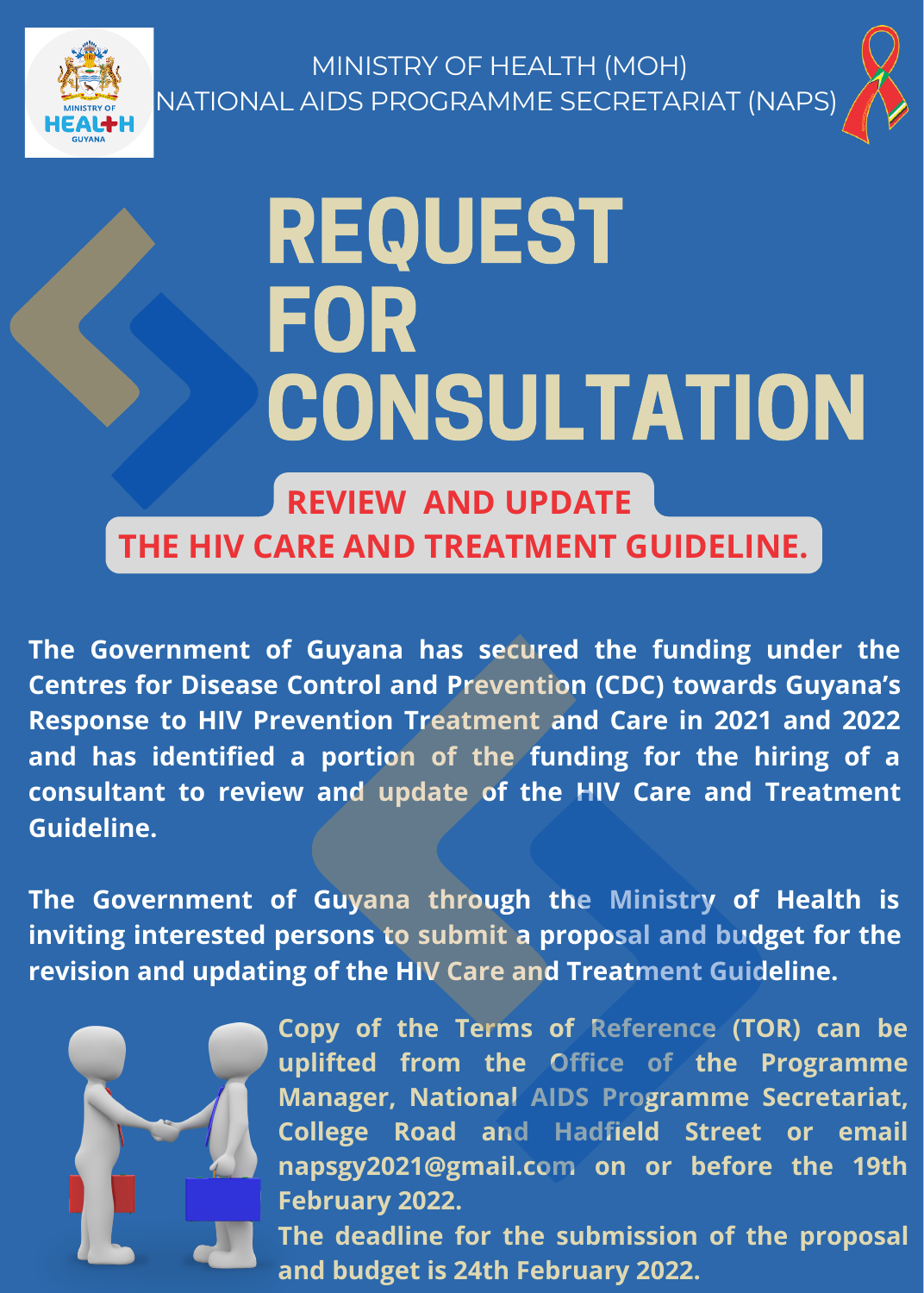MINISTRY OF HEALTH (MOH)
NATIONAL AIDS PROGRAMME SECRETARIAT (NAPS)

# REQUEST FOR CONSULTATION

## REVIEW AND UPDATE THE HIV CARE AND TREATMENT GUIDELINE.

**The Government of Guyana has secured the funding under the Centres for Disease Control and Prevention (CDC) towards Guyana's Response to HIV Prevention Treatment and Care in 2021 and 2022 and has identified a portion of the funding for the hiring of a consultant to review and update of the HIV Care and Treatment Guideline.**

**The Government of Guyana through the Ministry of Health is inviting interested persons to submit a proposal and budget for the revision and updating of the HIV Care and Treatment Guideline.**

**Copy of the Terms of Reference (TOR) can be uplifted from the Office of the Programme Manager, National AIDS Programme Secretariat, College Road and Hadfield Street or email napsgy2021@gmail.com on or before the 19th February 2022.**

**The deadline for the submission of the proposal and budget is 24th February 2022.**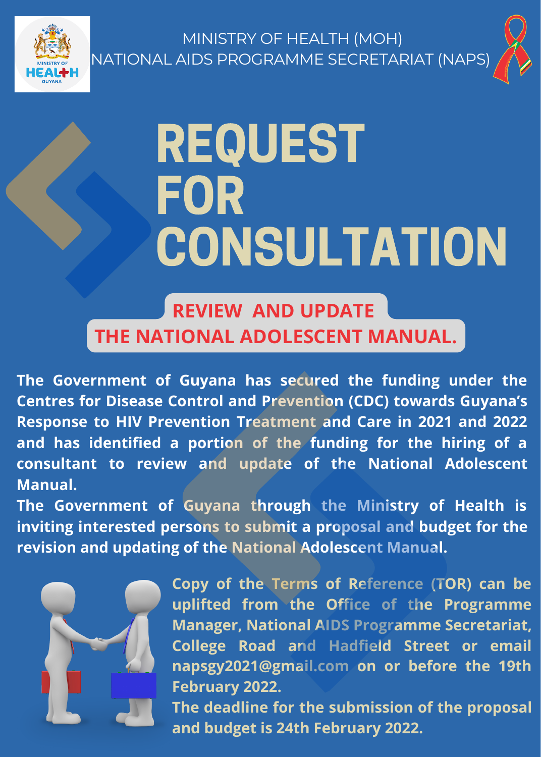MINISTRY OF HEALTH (MOH)
NATIONAL AIDS PROGRAMME SECRETARIAT (NAPS)

# REQUEST FOR CONSULTATION

## REVIEW AND UPDATE THE NATIONAL ADOLESCENT MANUAL.

**The Government of Guyana has secured the funding under the Centres for Disease Control and Prevention (CDC) towards Guyana's Response to HIV Prevention Treatment and Care in 2021 and 2022 and has identified a portion of the funding for the hiring of a consultant to review and update of the National Adolescent Manual.**

**The Government of Guyana through the Ministry of Health is inviting interested persons to submit a proposal and budget for the revision and updating of the National Adolescent Manual.**

**Copy of the Terms of Reference (TOR) can be uplifted from the Office of the Programme Manager, National AIDS Programme Secretariat, College Road and Hadfield Street or email napsgy2021@gmail.com on or before the 19th February 2022.**

**The deadline for the submission of the proposal and budget is 24th February 2022.**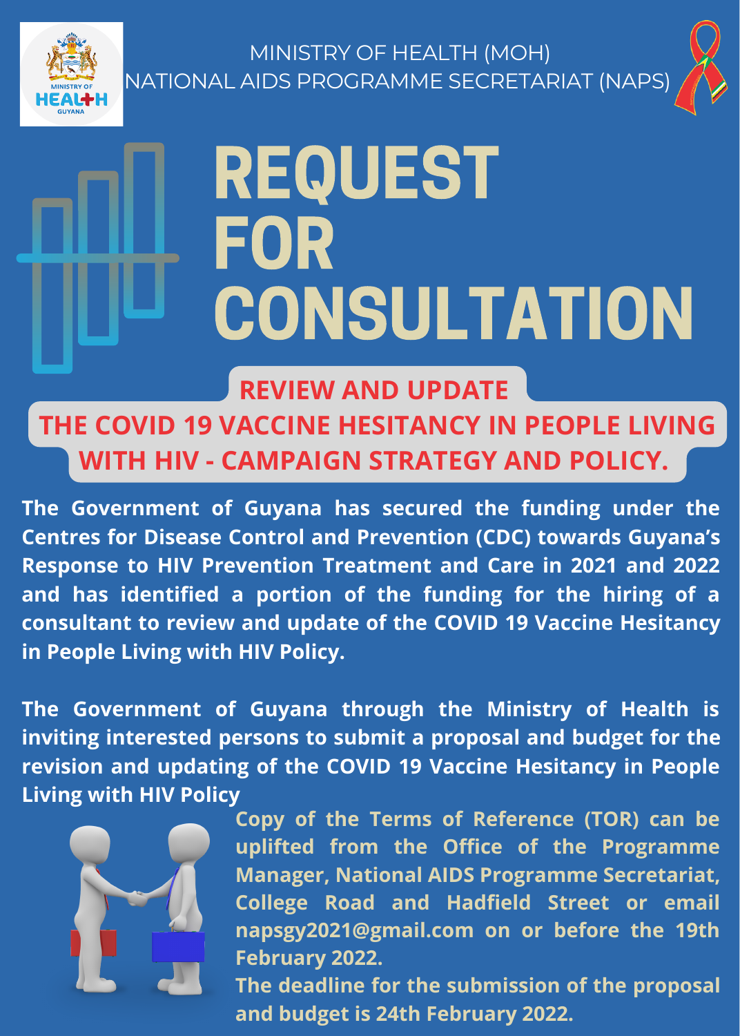MINISTRY OF HEALTH (MOH)
NATIONAL AIDS PROGRAMME SECRETARIAT (NAPS)

# REQUEST FOR CONSULTATION

## REVIEW AND UPDATE THE COVID 19 VACCINE HESITANCY IN PEOPLE LIVING WITH HIV - CAMPAIGN STRATEGY AND POLICY.

**The Government of Guyana has secured the funding under the Centres for Disease Control and Prevention (CDC) towards Guyana's Response to HIV Prevention Treatment and Care in 2021 and 2022 and has identified a portion of the funding for the hiring of a consultant to review and update of the COVID 19 Vaccine Hesitancy in People Living with HIV Policy.**

**The Government of Guyana through the Ministry of Health is inviting interested persons to submit a proposal and budget for the revision and updating of the COVID 19 Vaccine Hesitancy in People Living with HIV Policy**

**Copy of the Terms of Reference (TOR) can be uplifted from the Office of the Programme Manager, National AIDS Programme Secretariat, College Road and Hadfield Street or email napsgy2021@gmail.com on or before the 19th February 2022.**

**The deadline for the submission of the proposal and budget is 24th February 2022.**